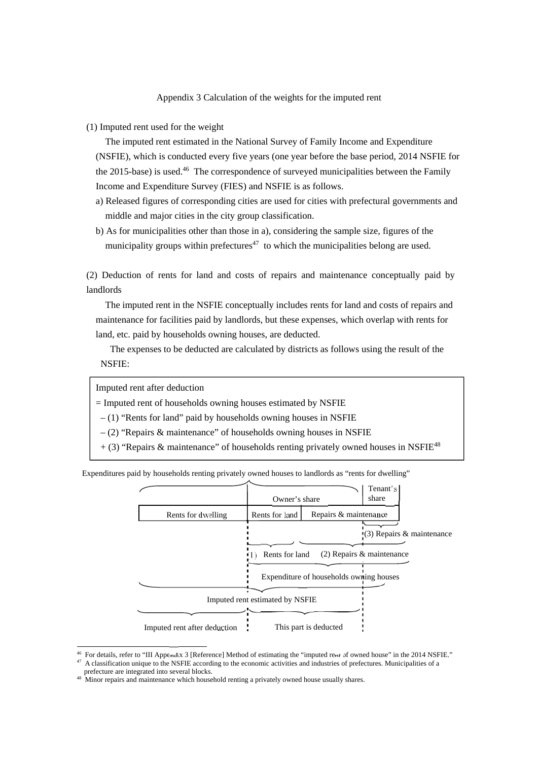## Appendix 3 Calculation of the weights for the imputed rent

(1) Imputed rent used for the weight

The imputed rent estimated in the National Survey of Family Income and Expenditure (NSFIE), which is conducted every five years (one year before the base period, 2014 NSFIE for the 2015-base) is used.[46] The correspondence of surveyed municipalities between the Family Income and Expenditure Survey (FIES) and NSFIE is as follows.

a) Released figures of corresponding cities are used for cities with prefectural governments and middle and major cities in the city group classification.

b) As for municipalities other than those in a), considering the sample size, figures of the municipality groups within prefectures[47] to which the municipalities belong are used.

(2) Deduction of rents for land and costs of repairs and maintenance conceptually paid by landlords

The imputed rent in the NSFIE conceptually includes rents for land and costs of repairs and maintenance for facilities paid by landlords, but these expenses, which overlap with rents for land, etc. paid by households owning houses, are deducted.

The expenses to be deducted are calculated by districts as follows using the result of the NSFIE:

> Imputed rent after deduction
> = Imputed rent of households owning houses estimated by NSFIE
> – (1) "Rents for land" paid by households owning houses in NSFIE
> – (2) "Repairs & maintenance" of households owning houses in NSFIE
> + (3) "Repairs & maintenance" of households renting privately owned houses in NSFIE[48]

Expenditures paid by households renting privately owned houses to landlords as "rents for dwelling"

| Rents for dwelling | Rents for land | Repairs & maintenance | |
|---|---|---|---|
| | Owner's share | | Tenant's share |
| | (1) Rents for land | (2) Repairs & maintenance | (3) Repairs & maintenance |
| | Expenditure of households owning houses | | |
| Imputed rent estimated by NSFIE | | | |
| Imputed rent after deduction | This part is deducted | | |

---

[46] For details, refer to "III Appendix 3 [Reference] Method of estimating the "imputed rent of owned house" in the 2014 NSFIE."

[47] A classification unique to the NSFIE according to the economic activities and industries of prefectures. Municipalities of a prefecture are integrated into several blocks.

[48] Minor repairs and maintenance which household renting a privately owned house usually shares.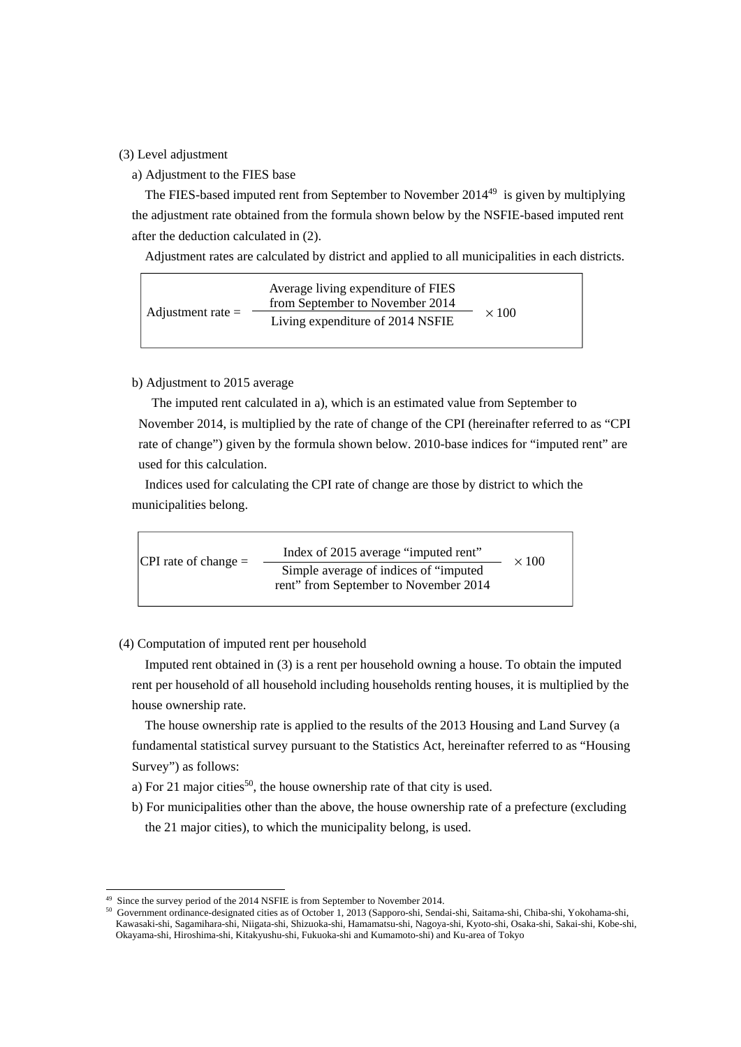### (3) Level adjustment

a) Adjustment to the FIES base

The FIES-based imputed rent from September to November 2014[49] is given by multiplying the adjustment rate obtained from the formula shown below by the NSFIE-based imputed rent after the deduction calculated in (2).

Adjustment rates are calculated by district and applied to all municipalities in each districts.

$$\text{Adjustment rate} = \frac{\text{Average living expenditure of FIES from September to November 2014}}{\text{Living expenditure of 2014 NSFIE}} \times 100$$

b) Adjustment to 2015 average

The imputed rent calculated in a), which is an estimated value from September to November 2014, is multiplied by the rate of change of the CPI (hereinafter referred to as "CPI rate of change") given by the formula shown below. 2010-base indices for "imputed rent" are used for this calculation.

Indices used for calculating the CPI rate of change are those by district to which the municipalities belong.

$$\text{CPI rate of change} = \frac{\text{Index of 2015 average "imputed rent"}}{\text{Simple average of indices of "imputed rent" from September to November 2014}} \times 100$$

### (4) Computation of imputed rent per household

Imputed rent obtained in (3) is a rent per household owning a house. To obtain the imputed rent per household of all household including households renting houses, it is multiplied by the house ownership rate.

The house ownership rate is applied to the results of the 2013 Housing and Land Survey (a fundamental statistical survey pursuant to the Statistics Act, hereinafter referred to as "Housing Survey") as follows:

a) For 21 major cities[50], the house ownership rate of that city is used.

b) For municipalities other than the above, the house ownership rate of a prefecture (excluding the 21 major cities), to which the municipality belong, is used.

---

[49] Since the survey period of the 2014 NSFIE is from September to November 2014.

[50] Government ordinance-designated cities as of October 1, 2013 (Sapporo-shi, Sendai-shi, Saitama-shi, Chiba-shi, Yokohama-shi, Kawasaki-shi, Sagamihara-shi, Niigata-shi, Shizuoka-shi, Hamamatsu-shi, Nagoya-shi, Kyoto-shi, Osaka-shi, Sakai-shi, Kobe-shi, Okayama-shi, Hiroshima-shi, Kitakyushu-shi, Fukuoka-shi and Kumamoto-shi) and Ku-area of Tokyo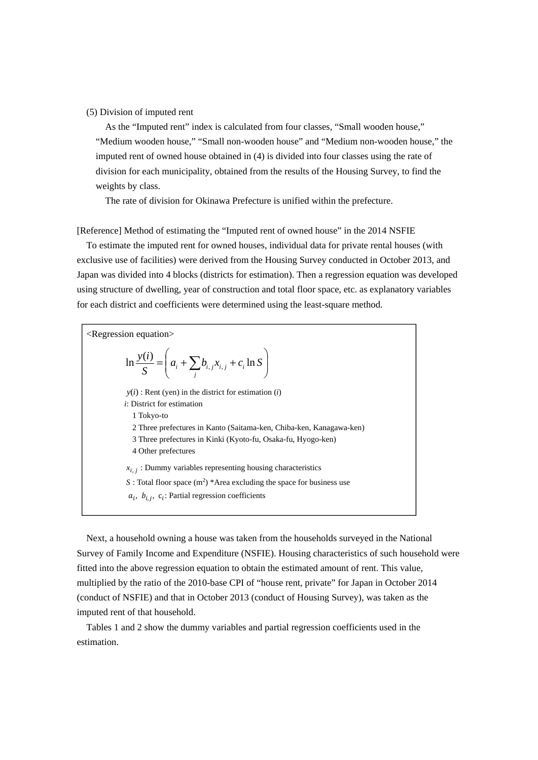(5) Division of imputed rent

As the “Imputed rent” index is calculated from four classes, “Small wooden house,” “Medium wooden house,” “Small non-wooden house” and “Medium non-wooden house,” the imputed rent of owned house obtained in (4) is divided into four classes using the rate of division for each municipality, obtained from the results of the Housing Survey, to find the weights by class.

The rate of division for Okinawa Prefecture is unified within the prefecture.

[Reference] Method of estimating the “Imputed rent of owned house” in the 2014 NSFIE

To estimate the imputed rent for owned houses, individual data for private rental houses (with exclusive use of facilities) were derived from the Housing Survey conducted in October 2013, and Japan was divided into 4 blocks (districts for estimation). Then a regression equation was developed using structure of dwelling, year of construction and total floor space, etc. as explanatory variables for each district and coefficients were determined using the least-square method.

<Regression equation>

$$\ln \frac{y(i)}{S} = \left( a_i + \sum_j b_{i,j} x_{i,j} + c_i \ln S \right)$$

$y(i)$ : Rent (yen) in the district for estimation ($i$)

$i$: District for estimation

1 Tokyo-to

2 Three prefectures in Kanto (Saitama-ken, Chiba-ken, Kanagawa-ken)

3 Three prefectures in Kinki (Kyoto-fu, Osaka-fu, Hyogo-ken)

4 Other prefectures

$x_{i,j}$ : Dummy variables representing housing characteristics

$S$ : Total floor space (m$^2$) *Area excluding the space for business use

$a_i$, $b_{i,j}$, $c_i$: Partial regression coefficients

Next, a household owning a house was taken from the households surveyed in the National Survey of Family Income and Expenditure (NSFIE). Housing characteristics of such household were fitted into the above regression equation to obtain the estimated amount of rent. This value, multiplied by the ratio of the 2010-base CPI of “house rent, private” for Japan in October 2014 (conduct of NSFIE) and that in October 2013 (conduct of Housing Survey), was taken as the imputed rent of that household.

Tables 1 and 2 show the dummy variables and partial regression coefficients used in the estimation.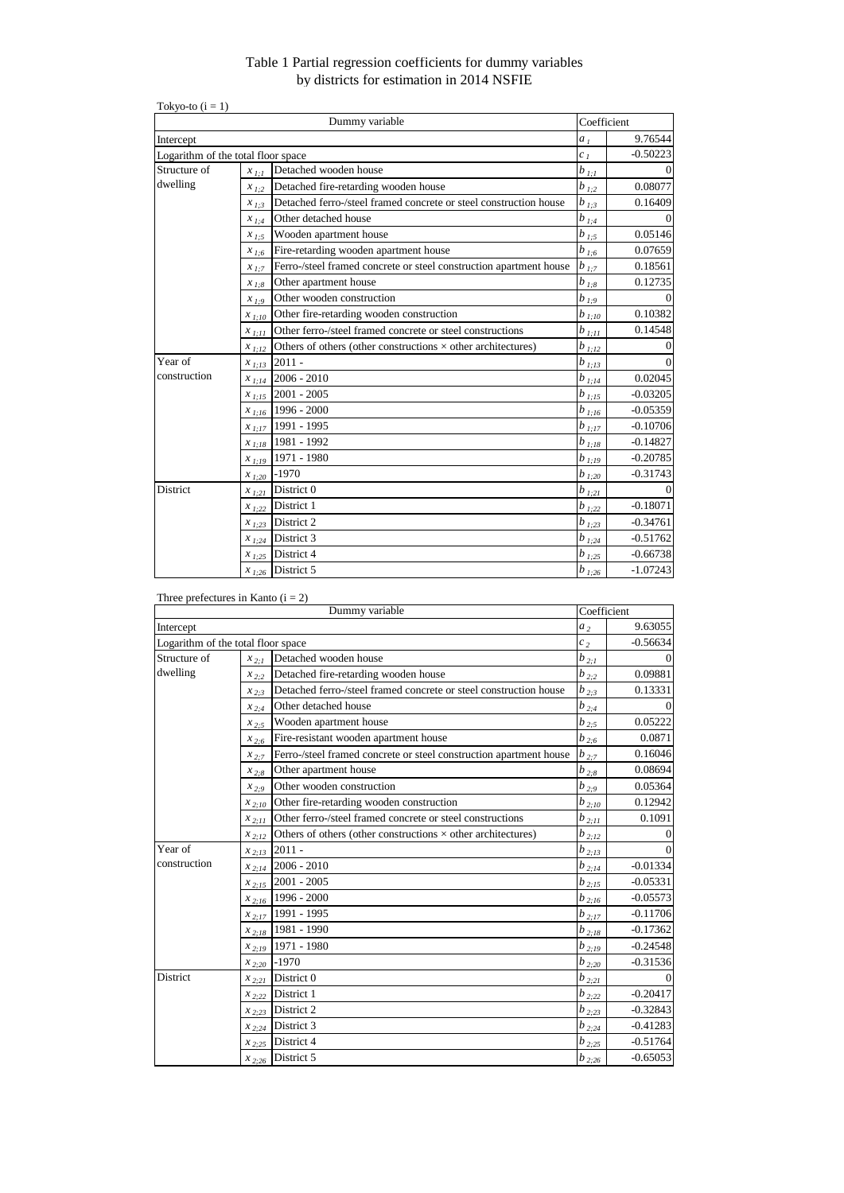# Table 1 Partial regression coefficients for dummy variables by districts for estimation in 2014 NSFIE

Tokyo-to ($i = 1$)

| Dummy variable | | | Coefficient | |
|---|---|---|---|---|
| Intercept | | | $a_1$ | 9.76544 |
| Logarithm of the total floor space | | | $c_1$ | -0.50223 |
| Structure of dwelling | $x_{1;1}$ | Detached wooden house | $b_{1;1}$ | 0 |
| | $x_{1;2}$ | Detached fire-retarding wooden house | $b_{1;2}$ | 0.08077 |
| | $x_{1;3}$ | Detached ferro-/steel framed concrete or steel construction house | $b_{1;3}$ | 0.16409 |
| | $x_{1;4}$ | Other detached house | $b_{1;4}$ | 0 |
| | $x_{1;5}$ | Wooden apartment house | $b_{1;5}$ | 0.05146 |
| | $x_{1;6}$ | Fire-retarding wooden apartment house | $b_{1;6}$ | 0.07659 |
| | $x_{1;7}$ | Ferro-/steel framed concrete or steel construction apartment house | $b_{1;7}$ | 0.18561 |
| | $x_{1;8}$ | Other apartment house | $b_{1;8}$ | 0.12735 |
| | $x_{1;9}$ | Other wooden construction | $b_{1;9}$ | 0 |
| | $x_{1;10}$ | Other fire-retarding wooden construction | $b_{1;10}$ | 0.10382 |
| | $x_{1;11}$ | Other ferro-/steel framed concrete or steel constructions | $b_{1;11}$ | 0.14548 |
| | $x_{1;12}$ | Others of others (other constructions × other architectures) | $b_{1;12}$ | 0 |
| Year of construction | $x_{1;13}$ | 2011 - | $b_{1;13}$ | 0 |
| | $x_{1;14}$ | 2006 - 2010 | $b_{1;14}$ | 0.02045 |
| | $x_{1;15}$ | 2001 - 2005 | $b_{1;15}$ | -0.03205 |
| | $x_{1;16}$ | 1996 - 2000 | $b_{1;16}$ | -0.05359 |
| | $x_{1;17}$ | 1991 - 1995 | $b_{1;17}$ | -0.10706 |
| | $x_{1;18}$ | 1981 - 1992 | $b_{1;18}$ | -0.14827 |
| | $x_{1;19}$ | 1971 - 1980 | $b_{1;19}$ | -0.20785 |
| | $x_{1;20}$ | -1970 | $b_{1;20}$ | -0.31743 |
| District | $x_{1;21}$ | District 0 | $b_{1;21}$ | 0 |
| | $x_{1;22}$ | District 1 | $b_{1;22}$ | -0.18071 |
| | $x_{1;23}$ | District 2 | $b_{1;23}$ | -0.34761 |
| | $x_{1;24}$ | District 3 | $b_{1;24}$ | -0.51762 |
| | $x_{1;25}$ | District 4 | $b_{1;25}$ | -0.66738 |
| | $x_{1;26}$ | District 5 | $b_{1;26}$ | -1.07243 |

Three prefectures in Kanto ($i = 2$)

| Dummy variable | | | Coefficient | |
|---|---|---|---|---|
| Intercept | | | $a_2$ | 9.63055 |
| Logarithm of the total floor space | | | $c_2$ | -0.56634 |
| Structure of dwelling | $x_{2;1}$ | Detached wooden house | $b_{2;1}$ | 0 |
| | $x_{2;2}$ | Detached fire-retarding wooden house | $b_{2;2}$ | 0.09881 |
| | $x_{2;3}$ | Detached ferro-/steel framed concrete or steel construction house | $b_{2;3}$ | 0.13331 |
| | $x_{2;4}$ | Other detached house | $b_{2;4}$ | 0 |
| | $x_{2;5}$ | Wooden apartment house | $b_{2;5}$ | 0.05222 |
| | $x_{2;6}$ | Fire-resistant wooden apartment house | $b_{2;6}$ | 0.0871 |
| | $x_{2;7}$ | Ferro-/steel framed concrete or steel construction apartment house | $b_{2;7}$ | 0.16046 |
| | $x_{2;8}$ | Other apartment house | $b_{2;8}$ | 0.08694 |
| | $x_{2;9}$ | Other wooden construction | $b_{2;9}$ | 0.05364 |
| | $x_{2;10}$ | Other fire-retarding wooden construction | $b_{2;10}$ | 0.12942 |
| | $x_{2;11}$ | Other ferro-/steel framed concrete or steel constructions | $b_{2;11}$ | 0.1091 |
| | $x_{2;12}$ | Others of others (other constructions × other architectures) | $b_{2;12}$ | 0 |
| Year of construction | $x_{2;13}$ | 2011 - | $b_{2;13}$ | 0 |
| | $x_{2;14}$ | 2006 - 2010 | $b_{2;14}$ | -0.01334 |
| | $x_{2;15}$ | 2001 - 2005 | $b_{2;15}$ | -0.05331 |
| | $x_{2;16}$ | 1996 - 2000 | $b_{2;16}$ | -0.05573 |
| | $x_{2;17}$ | 1991 - 1995 | $b_{2;17}$ | -0.11706 |
| | $x_{2;18}$ | 1981 - 1990 | $b_{2;18}$ | -0.17362 |
| | $x_{2;19}$ | 1971 - 1980 | $b_{2;19}$ | -0.24548 |
| | $x_{2;20}$ | -1970 | $b_{2;20}$ | -0.31536 |
| District | $x_{2;21}$ | District 0 | $b_{2;21}$ | 0 |
| | $x_{2;22}$ | District 1 | $b_{2;22}$ | -0.20417 |
| | $x_{2;23}$ | District 2 | $b_{2;23}$ | -0.32843 |
| | $x_{2;24}$ | District 3 | $b_{2;24}$ | -0.41283 |
| | $x_{2;25}$ | District 4 | $b_{2;25}$ | -0.51764 |
| | $x_{2;26}$ | District 5 | $b_{2;26}$ | -0.65053 |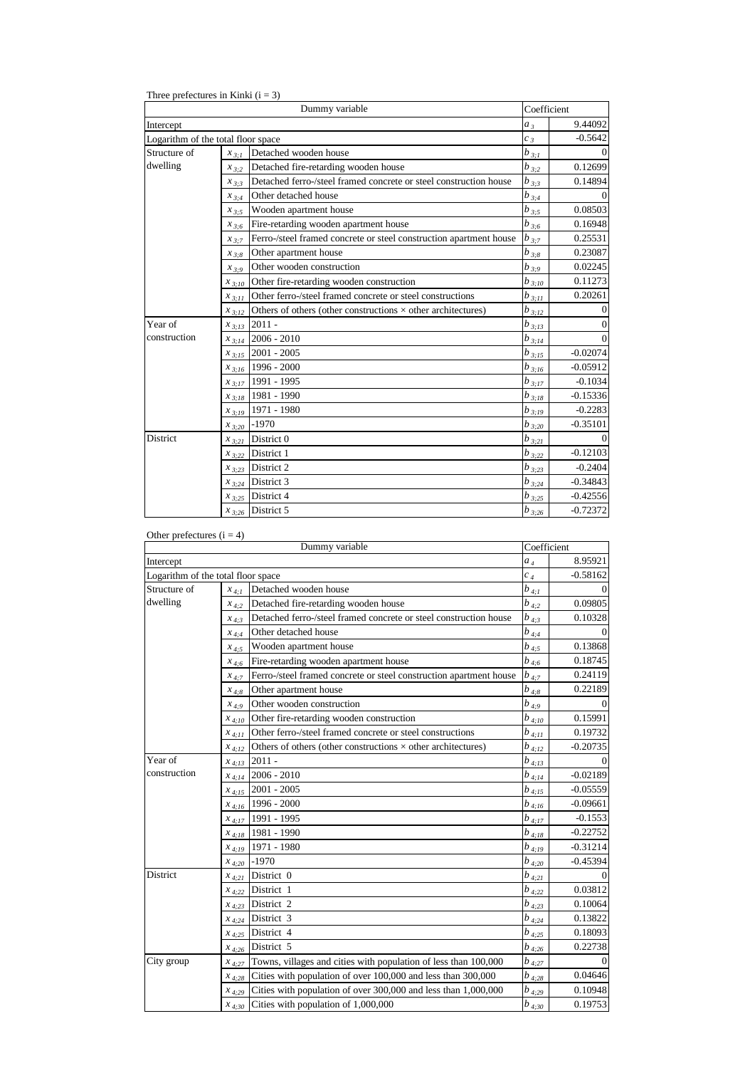Three prefectures in Kinki (i = 3)

| Dummy variable | | | Coefficient | |
|---|---|---|---|---|
| Intercept | | | $a_3$ | 9.44092 |
| Logarithm of the total floor space | | | $c_3$ | -0.5642 |
| Structure of dwelling | $x_{3;1}$ | Detached wooden house | $b_{3;1}$ | 0 |
| | $x_{3;2}$ | Detached fire-retarding wooden house | $b_{3;2}$ | 0.12699 |
| | $x_{3;3}$ | Detached ferro-/steel framed concrete or steel construction house | $b_{3;3}$ | 0.14894 |
| | $x_{3;4}$ | Other detached house | $b_{3;4}$ | 0 |
| | $x_{3;5}$ | Wooden apartment house | $b_{3;5}$ | 0.08503 |
| | $x_{3;6}$ | Fire-retarding wooden apartment house | $b_{3;6}$ | 0.16948 |
| | $x_{3;7}$ | Ferro-/steel framed concrete or steel construction apartment house | $b_{3;7}$ | 0.25531 |
| | $x_{3;8}$ | Other apartment house | $b_{3;8}$ | 0.23087 |
| | $x_{3;9}$ | Other wooden construction | $b_{3;9}$ | 0.02245 |
| | $x_{3;10}$ | Other fire-retarding wooden construction | $b_{3;10}$ | 0.11273 |
| | $x_{3;11}$ | Other ferro-/steel framed concrete or steel constructions | $b_{3;11}$ | 0.20261 |
| | $x_{3;12}$ | Others of others (other constructions × other architectures) | $b_{3;12}$ | 0 |
| Year of construction | $x_{3;13}$ | 2011 - | $b_{3;13}$ | 0 |
| | $x_{3;14}$ | 2006 - 2010 | $b_{3;14}$ | 0 |
| | $x_{3;15}$ | 2001 - 2005 | $b_{3;15}$ | -0.02074 |
| | $x_{3;16}$ | 1996 - 2000 | $b_{3;16}$ | -0.05912 |
| | $x_{3;17}$ | 1991 - 1995 | $b_{3;17}$ | -0.1034 |
| | $x_{3;18}$ | 1981 - 1990 | $b_{3;18}$ | -0.15336 |
| | $x_{3;19}$ | 1971 - 1980 | $b_{3;19}$ | -0.2283 |
| | $x_{3;20}$ | -1970 | $b_{3;20}$ | -0.35101 |
| District | $x_{3;21}$ | District 0 | $b_{3;21}$ | 0 |
| | $x_{3;22}$ | District 1 | $b_{3;22}$ | -0.12103 |
| | $x_{3;23}$ | District 2 | $b_{3;23}$ | -0.2404 |
| | $x_{3;24}$ | District 3 | $b_{3;24}$ | -0.34843 |
| | $x_{3;25}$ | District 4 | $b_{3;25}$ | -0.42556 |
| | $x_{3;26}$ | District 5 | $b_{3;26}$ | -0.72372 |

Other prefectures (i = 4)

| Dummy variable | | | Coefficient | |
|---|---|---|---|---|
| Intercept | | | $a_4$ | 8.95921 |
| Logarithm of the total floor space | | | $c_4$ | -0.58162 |
| Structure of dwelling | $x_{4;1}$ | Detached wooden house | $b_{4;1}$ | 0 |
| | $x_{4;2}$ | Detached fire-retarding wooden house | $b_{4;2}$ | 0.09805 |
| | $x_{4;3}$ | Detached ferro-/steel framed concrete or steel construction house | $b_{4;3}$ | 0.10328 |
| | $x_{4;4}$ | Other detached house | $b_{4;4}$ | 0 |
| | $x_{4;5}$ | Wooden apartment house | $b_{4;5}$ | 0.13868 |
| | $x_{4;6}$ | Fire-retarding wooden apartment house | $b_{4;6}$ | 0.18745 |
| | $x_{4;7}$ | Ferro-/steel framed concrete or steel construction apartment house | $b_{4;7}$ | 0.24119 |
| | $x_{4;8}$ | Other apartment house | $b_{4;8}$ | 0.22189 |
| | $x_{4;9}$ | Other wooden construction | $b_{4;9}$ | 0 |
| | $x_{4;10}$ | Other fire-retarding wooden construction | $b_{4;10}$ | 0.15991 |
| | $x_{4;11}$ | Other ferro-/steel framed concrete or steel constructions | $b_{4;11}$ | 0.19732 |
| | $x_{4;12}$ | Others of others (other constructions × other architectures) | $b_{4;12}$ | -0.20735 |
| Year of construction | $x_{4;13}$ | 2011 - | $b_{4;13}$ | 0 |
| | $x_{4;14}$ | 2006 - 2010 | $b_{4;14}$ | -0.02189 |
| | $x_{4;15}$ | 2001 - 2005 | $b_{4;15}$ | -0.05559 |
| | $x_{4;16}$ | 1996 - 2000 | $b_{4;16}$ | -0.09661 |
| | $x_{4;17}$ | 1991 - 1995 | $b_{4;17}$ | -0.1553 |
| | $x_{4;18}$ | 1981 - 1990 | $b_{4;18}$ | -0.22752 |
| | $x_{4;19}$ | 1971 - 1980 | $b_{4;19}$ | -0.31214 |
| | $x_{4;20}$ | -1970 | $b_{4;20}$ | -0.45394 |
| District | $x_{4;21}$ | District 0 | $b_{4;21}$ | 0 |
| | $x_{4;22}$ | District 1 | $b_{4;22}$ | 0.03812 |
| | $x_{4;23}$ | District 2 | $b_{4;23}$ | 0.10064 |
| | $x_{4;24}$ | District 3 | $b_{4;24}$ | 0.13822 |
| | $x_{4;25}$ | District 4 | $b_{4;25}$ | 0.18093 |
| | $x_{4;26}$ | District 5 | $b_{4;26}$ | 0.22738 |
| City group | $x_{4;27}$ | Towns, villages and cities with population of less than 100,000 | $b_{4;27}$ | 0 |
| | $x_{4;28}$ | Cities with population of over 100,000 and less than 300,000 | $b_{4;28}$ | 0.04646 |
| | $x_{4;29}$ | Cities with population of over 300,000 and less than 1,000,000 | $b_{4;29}$ | 0.10948 |
| | $x_{4;30}$ | Cities with population of 1,000,000 | $b_{4;30}$ | 0.19753 |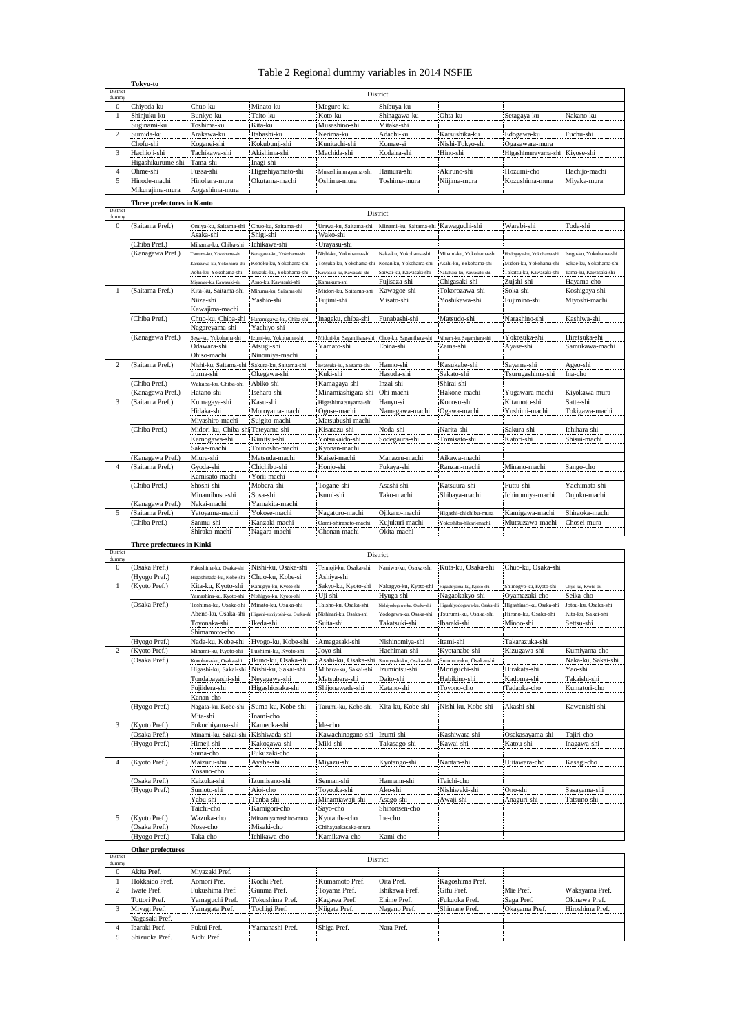# Table 2 Regional dummy variables in 2014 NSFIE

**Tokyo-to**

| District dummy | District | | | | | | | |
|---|---|---|---|---|---|---|---|---|
| 0 | Chiyoda-ku | Chuo-ku | Minato-ku | Meguro-ku | Shibuya-ku | | | |
| 1 | Shinjuku-ku | Bunkyo-ku | Taito-ku | Koto-ku | Shinagawa-ku | Ohta-ku | Setagaya-ku | Nakano-ku |
| | Suginami-ku | Toshima-ku | Kita-ku | Musashino-shi | Mitaka-shi | | | |
| 2 | Sumida-ku | Arakawa-ku | Itabashi-ku | Nerima-ku | Adachi-ku | Katsushika-ku | Edogawa-ku | Fuchu-shi |
| | Chofu-shi | Koganei-shi | Kokubunji-shi | Kunitachi-shi | Komae-si | Nishi-Tokyo-shi | Ogasawara-mura | |
| 3 | Hachioji-shi | Tachikawa-shi | Akishima-shi | Machida-shi | Kodaira-shi | Hino-shi | Higashimurayama-shi | Kiyose-shi |
| | Higashikurume-shi | Tama-shi | Inagi-shi | | | | | |
| 4 | Ohme-shi | Fussa-shi | Higashiyamato-shi | Musashimurayama-shi | Hamura-shi | Akiruno-shi | Hozumi-cho | Hachijo-machi |
| 5 | Hinode-machi | Hinohara-mura | Okutama-machi | Oshima-mura | Toshima-mura | Niijima-mura | Kozushima-mura | Miyake-mura |
| | Mikurajima-mura | Aogashima-mura | | | | | | |

**Three prefectures in Kanto**

| District dummy | District | | | | | | | |
|---|---|---|---|---|---|---|---|---|
| 0 | (Saitama Pref.) | Omiya-ku, Saitama-shi | Chuo-ku, Saitama-shi | Urawa-ku, Saitama-shi | Minami-ku, Saitama-shi | Kawaguchi-shi | Warabi-shi | Toda-shi |
| | | Asaka-shi | Shigi-shi | Wako-shi | | | | |
| | (Chiba Pref.) | Mihama-ku, Chiba-shi | Ichikawa-shi | Urayasu-shi | | | | |
| | (Kanagawa Pref.) | Tsurumi-ku, Yokohama-shi | Kanagawa-ku, Yokohama-shi | Nishi-ku, Yokohama-shi | Naka-ku, Yokohama-shi | Minami-ku, Yokohama-shi | Hodogaya-ku, Yokohama-shi | Isogo-ku, Yokohama-shi |
| | | Kanazawa-ku, Yokohama-shi | Kohoku-ku, Yokohama-shi | Totsuka-ku, Yokohama-shi | Konan-ku, Yokohama-shi | Asahi-ku, Yokohama-shi | Midori-ku, Yokohama-shi | Sakae-ku, Yokohama-shi |
| | | Aoba-ku, Yokohama-shi | Tsuzuki-ku, Yokohama-shi | Kawasaki-ku, Kawasaki-shi | Saiwai-ku, Kawasaki-shi | Nakahara-ku, Kawasaki-shi | Takatsu-ku, Kawasaki-shi | Tama-ku, Kawasaki-shi |
| | | Miyamae-ku, Kawasaki-shi | Asao-ku, Kawasaki-shi | Kamakura-shi | Fujisawa-shi | Chigasaki-shi | Zujshi-shi | Hayama-cho |
| 1 | (Saitama Pref.) | Kita-ku, Saitama-shi | Minuma-ku, Saitama-shi | Midori-ku, Saitama-shi | Kawagoe-shi | Tokorozawa-shi | Soka-shi | Koshigaya-shi |
| | | Niiza-shi | Yashio-shi | Fujimi-shi | Misato-shi | Yoshikawa-shi | Fujimino-shi | Miyoshi-machi |
| | | Kawajima-machi | | | | | | |
| | (Chiba Pref.) | Chuo-ku, Chiba-shi | Hanamigawa-ku, Chiba-shi | Inageku, chiba-shi | Funabashi-shi | Matsudo-shi | Narashino-shi | Kashiwa-shi |
| | | Nagareyama-shi | Yachiyo-shi | | | | | |
| | (Kanagawa Pref.) | Seya-ku, Yokohama-shi | Izumi-ku, Yokohama-shi | Midori-ku, Sagamihara-shi | Chuo-ku, Sagamihara-shi | Minami-ku, Sagamihara-shi | Yokosuka-shi | Hiratsuka-shi |
| | | Odawara-shi | Atsugi-shi | Yamato-shi | Ebina-shi | Zama-shi | Ayase-shi | Samukawa-machi |
| | | Ohiso-machi | Ninomiya-machi | | | | | |
| 2 | (Saitama Pref.) | Nishi-ku, Saitama-shi | Sakura-ku, Saitama-shi | Iwatsuki-ku, Saitama-shi | Hanno-shi | Kasukabe-shi | Sayama-shi | Ageo-shi |
| | | Iruma-shi | Okegawa-shi | Kuki-shi | Hasuda-shi | Sakato-shi | Tsurugashima-shi | Ina-cho |
| | (Chiba Pref.) | Wakaba-ku, Chiba-shi | Abiko-shi | Kamagaya-shi | Inzai-shi | Shirai-shi | | |
| | (Kanagawa Pref.) | Hatano-shi | Isehara-shi | Minamiashigara-shi | Ohi-machi | Hakone-machi | Yugawara-machi | Kiyokawa-mura |
| 3 | (Saitama Pref.) | Kumagaya-shi | Kasu-shi | Higashimatsuyama-shi | Hanyu-si | Konosu-shi | Kitamoto-shi | Satte-shi |
| | | Hidaka-shi | Moroyama-machi | Ogose-machi | Namegawa-machi | Ogawa-machi | Yoshimi-machi | Tokigawa-machi |
| | | Miyashiro-machi | Sujgito-machi | Matsubushi-machi | | | | |
| | (Chiba Pref.) | Midori-ku, Chiba-shi | Tateyama-shi | Kisarazu-shi | Noda-shi | Narita-shi | Sakura-shi | Ichihara-shi |
| | | Kamogawa-shi | Kimitsu-shi | Yotsukaido-shi | Sodegaura-shi | Tomisato-shi | Katori-shi | Shisui-machi |
| | | Sakae-machi | Tounosho-machi | Kyonan-machi | | | | |
| | (Kanagawa Pref.) | Miura-shi | Matsuda-machi | Kaisei-machi | Manazru-machi | Aikawa-machi | | |
| 4 | (Saitama Pref.) | Gyoda-shi | Chichibu-shi | Honjo-shi | Fukaya-shi | Ranzan-machi | Minano-machi | Sango-cho |
| | | Kamisato-machi | Yorii-machi | | | | | |
| | (Chiba Pref.) | Shoshi-shi | Mobara-shi | Togane-shi | Asashi-shi | Katsuura-shi | Futtu-shi | Yachimata-shi |
| | | Minamiboso-shi | Sosa-shi | Isumi-shi | Tako-machi | Shibaya-machi | Ichinomiya-machi | Onjuku-machi |
| | (Kanagawa Pref.) | Nakai-machi | Yamakita-machi | | | | | |
| 5 | (Saitama Pref.) | Yatoyama-machi | Yokose-machi | Nagatoro-machi | Ojikano-machi | Higashi-chichibu-mura | Kamigawa-machi | Shiraoka-machi |
| | (Chiba Pref.) | Sanmu-shi | Kanzaki-machi | Oami-shirasato-machi | Kujukuri-machi | Yokoshiba-hikari-machi | Mutsuzawa-machi | Chosei-mura |
| | | Shirako-machi | Nagara-machi | Chonan-machi | Okita-machi | | | |

**Three prefectures in Kinki**

| District dummy | District | | | | | | | |
|---|---|---|---|---|---|---|---|---|
| 0 | (Osaka Pref.) | Fukushima-ku, Osaka-shi | Nishi-ku, Osaka-shi | Tennoji-ku, Osaka-shi | Naniwa-ku, Osaka-shi | Kuta-ku, Osaka-shi | Chuo-ku, Osaka-shi | |
| | (Hyogo Pref.) | Higashinada-ku, Kobe-shi | Chuo-ku, Kobe-si | Ashiya-shi | | | | |
| 1 | (Kyoto Pref.) | Kita-ku, Kyoto-shi | Kamigyo-ku, Kyoto-shi | Sakyo-ku, Kyoto-shi | Nakagyo-ku, Kyoto-shi | Higashiyama-ku, Kyoto-shi | Shimogyo-ku, Kyoto-shi | Ukyo-ku, Kyoto-shi |
| | | Yamashina-ku, Kyoto-shi | Nishigyo-ku, Kyoto-shi | Uji-shi | Hyuga-shi | Nagaokakyo-shi | Oyamazaki-cho | Seika-cho |
| | (Osaka Pref.) | Toshima-ku, Osaka-shi | Minato-ku, Osaka-shi | Taisho-ku, Osaka-shi | Nishiyodogawa-ku, Osaka-shi | Higashiyodogawa-ku, Osaka-shi | Higashinari-ku, Osaka-shi | Jotou-ku, Osaka-shi |
| | | Abeno-ku, Osaka-shi | Higashi-sumiyoshi-ku, Osaka-shi | Nishinari-ku, Osaka-shi | Yodogawa-ku, Osaka-shi | Tsurumi-ku, Osaka-shi | Hirano-ku, Osaka-shi | Kita-ku, Sakai-shi |
| | | Toyonaka-shi | Ikeda-shi | Suita-shi | Takatsuki-shi | Ibaraki-shi | Minoo-shi | Settsu-shi |
| | | Shimamoto-cho | | | | | | |
| | (Hyogo Pref.) | Nada-ku, Kobe-shi | Hyogo-ku, Kobe-shi | Amagasaki-shi | Nishinomiya-shi | Itami-shi | Takarazuka-shi | |
| 2 | (Kyoto Pref.) | Minami-ku, Kyoto-shi | Fushimi-ku, Kyoto-shi | Joyo-shi | Hachiman-shi | Kyotanabe-shi | Kizugawa-shi | Kumiyama-cho |
| | (Osaka Pref.) | Konohana-ku, Osaka-shi | Ikuno-ku, Osaka-shi | Asahi-ku, Osaka-shi | Sumiyoshi-ku, Osaka-shi | Suminoe-ku, Osaka-shi | | Naka-ku, Sakai-shi |
| | | Higashi-ku, Sakai-shi | Nishi-ku, Sakai-shi | Mihara-ku, Sakai-shi | Izumiotsu-shi | Moriguchi-shi | Hirakata-shi | Yao-shi |
| | | Tondabayashi-shi | Neyagawa-shi | Matsubara-shi | Daito-shi | Habikino-shi | Kadoma-shi | Takaishi-shi |
| | | Fujiidera-shi | Higashiosaka-shi | Shijonawade-shi | Katano-shi | Toyono-cho | Tadaoka-cho | Kumatori-cho |
| | | Kanan-cho | | | | | | |
| | (Hyogo Pref.) | Nagata-ku, Kobe-shi | Suma-ku, Kobe-shi | Tarumi-ku, Kobe-shi | Kita-ku, Kobe-shi | Nishi-ku, Kobe-shi | Akashi-shi | Kawanishi-shi |
| | | Mita-shi | Inami-cho | | | | | |
| 3 | (Kyoto Pref.) | Fukuchiyama-shi | Kameoka-shi | Ide-cho | | | | |
| | (Osaka Pref.) | Minami-ku, Sakai-shi | Kishiwada-shi | Kawachinagano-shi | Izumi-shi | Kashiwara-shi | Osakasayama-shi | Tajiri-cho |
| | (Hyogo Pref.) | Himeji-shi | Kakogawa-shi | Miki-shi | Takasago-shi | Kawai-shi | Katou-shi | Inagawa-shi |
| | | Suma-cho | Fukuzaki-cho | | | | | |
| 4 | (Kyoto Pref.) | Maizuru-shu | Ayabe-shi | Miyazu-shi | Kyotango-shi | Nantan-shi | Ujitawara-cho | Kasagi-cho |
| | | Yosano-cho | | | | | | |
| | (Osaka Pref.) | Kaizuka-shi | Izumisano-shi | Sennan-shi | Hannann-shi | Taichi-cho | | |
| | (Hyogo Pref.) | Sumoto-shi | Aioi-cho | Toyooka-shi | Ako-shi | Nishiwaki-shi | Ono-shi | Sasayama-shi |
| | | Yabu-shi | Tanba-shi | Minamiawaji-shi | Asago-shi | Awaji-shi | Anaguri-shi | Tatsuno-shi |
| | | Taichi-cho | Kamigori-cho | Sayo-cho | Shinonsen-cho | | | |
| 5 | (Kyoto Pref.) | Wazuka-cho | Minamiyamashiro-mura | Kyotanba-cho | Ine-cho | | | |
| | (Osaka Pref.) | Nose-cho | Misaki-cho | Chihayaakasaka-mura | | | | |
| | (Hyogo Pref.) | Taka-cho | Ichikawa-cho | Kamikawa-cho | Kami-cho | | | |

**Other prefectures**

| District dummy | District | | | | | | | |
|---|---|---|---|---|---|---|---|---|
| 0 | Akita Pref. | Miyazaki Pref. | | | | | | |
| 1 | Hokkaido Pref. | Aomori Pre. | Kochi Pref. | Kumamoto Pref. | Oita Pref. | Kagoshima Pref. | | |
| 2 | Iwate Pref. | Fukushima Pref. | Gunma Pref. | Toyama Pref. | Ishikawa Pref. | Gifu Pref. | Mie Pref. | Wakayama Pref. |
| | Tottori Pref. | Yamaguchi Pref. | Tokushima Pref. | Kagawa Pref. | Ehime Pref. | Fukuoka Pref. | Saga Pref. | Okinawa Pref. |
| 3 | Miyagi Pref. | Yamagata Pref. | Tochigi Pref. | Niigata Pref. | Nagano Pref. | Shimane Pref. | Okayama Pref. | Hiroshima Pref. |
| | Nagasaki Pref. | | | | | | | |
| 4 | Ibaraki Pref. | Fukui Pref. | Yamanashi Pref. | Shiga Pref. | Nara Pref. | | | |
| 5 | Shizuoka Pref. | Aichi Pref. | | | | | | |